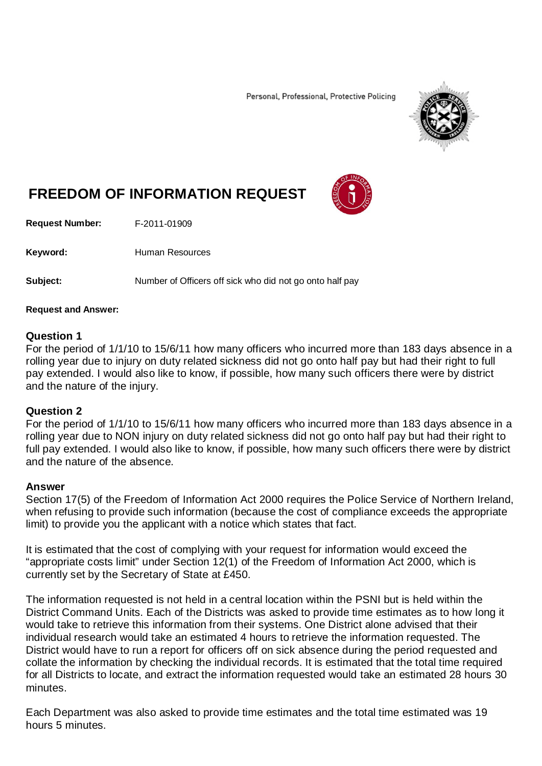Personal, Professional, Protective Policing

# FREEDOM OF INFORMATION REQUEST

**Request Number:** F-2011-01909

**Keyword:** Human Resources

**Subject:** Number of Officers off sick who did not go onto half pay

**Request and Answer:**

**Question 1**
For the period of 1/1/10 to 15/6/11 how many officers who incurred more than 183 days absence in a rolling year due to injury on duty related sickness did not go onto half pay but had their right to full pay extended. I would also like to know, if possible, how many such officers there were by district and the nature of the injury.

**Question 2**
For the period of 1/1/10 to 15/6/11 how many officers who incurred more than 183 days absence in a rolling year due to NON injury on duty related sickness did not go onto half pay but had their right to full pay extended. I would also like to know, if possible, how many such officers there were by district and the nature of the absence.

**Answer**
Section 17(5) of the Freedom of Information Act 2000 requires the Police Service of Northern Ireland, when refusing to provide such information (because the cost of compliance exceeds the appropriate limit) to provide you the applicant with a notice which states that fact.

It is estimated that the cost of complying with your request for information would exceed the "appropriate costs limit" under Section 12(1) of the Freedom of Information Act 2000, which is currently set by the Secretary of State at £450.

The information requested is not held in a central location within the PSNI but is held within the District Command Units. Each of the Districts was asked to provide time estimates as to how long it would take to retrieve this information from their systems. One District alone advised that their individual research would take an estimated 4 hours to retrieve the information requested. The District would have to run a report for officers off on sick absence during the period requested and collate the information by checking the individual records. It is estimated that the total time required for all Districts to locate, and extract the information requested would take an estimated 28 hours 30 minutes.

Each Department was also asked to provide time estimates and the total time estimated was 19 hours 5 minutes.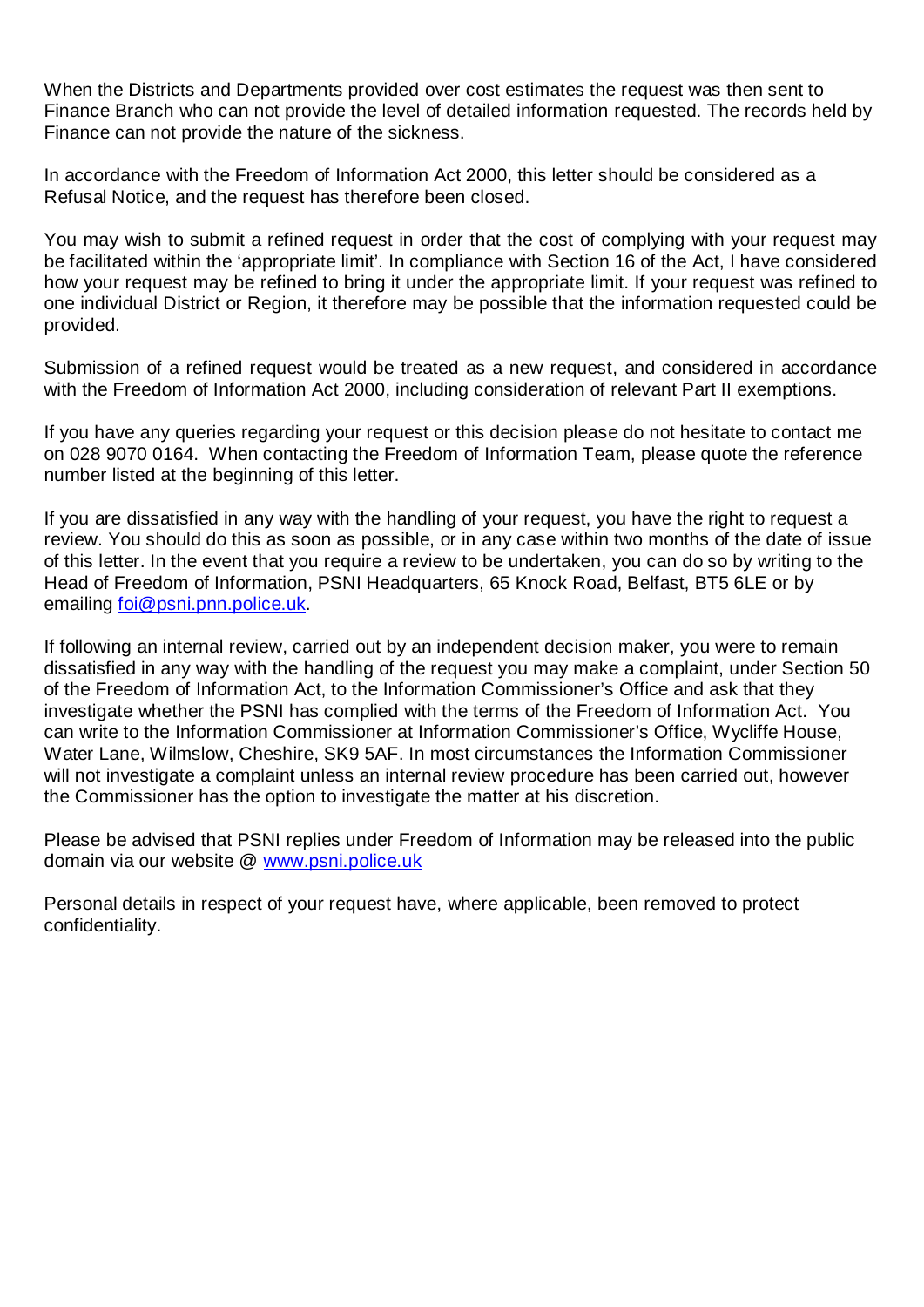When the Districts and Departments provided over cost estimates the request was then sent to Finance Branch who can not provide the level of detailed information requested. The records held by Finance can not provide the nature of the sickness.

In accordance with the Freedom of Information Act 2000, this letter should be considered as a Refusal Notice, and the request has therefore been closed.

You may wish to submit a refined request in order that the cost of complying with your request may be facilitated within the 'appropriate limit'. In compliance with Section 16 of the Act, I have considered how your request may be refined to bring it under the appropriate limit. If your request was refined to one individual District or Region, it therefore may be possible that the information requested could be provided.

Submission of a refined request would be treated as a new request, and considered in accordance with the Freedom of Information Act 2000, including consideration of relevant Part II exemptions.

If you have any queries regarding your request or this decision please do not hesitate to contact me on 028 9070 0164. When contacting the Freedom of Information Team, please quote the reference number listed at the beginning of this letter.

If you are dissatisfied in any way with the handling of your request, you have the right to request a review. You should do this as soon as possible, or in any case within two months of the date of issue of this letter. In the event that you require a review to be undertaken, you can do so by writing to the Head of Freedom of Information, PSNI Headquarters, 65 Knock Road, Belfast, BT5 6LE or by emailing foi@psni.pnn.police.uk.

If following an internal review, carried out by an independent decision maker, you were to remain dissatisfied in any way with the handling of the request you may make a complaint, under Section 50 of the Freedom of Information Act, to the Information Commissioner's Office and ask that they investigate whether the PSNI has complied with the terms of the Freedom of Information Act. You can write to the Information Commissioner at Information Commissioner's Office, Wycliffe House, Water Lane, Wilmslow, Cheshire, SK9 5AF. In most circumstances the Information Commissioner will not investigate a complaint unless an internal review procedure has been carried out, however the Commissioner has the option to investigate the matter at his discretion.

Please be advised that PSNI replies under Freedom of Information may be released into the public domain via our website @ www.psni.police.uk

Personal details in respect of your request have, where applicable, been removed to protect confidentiality.